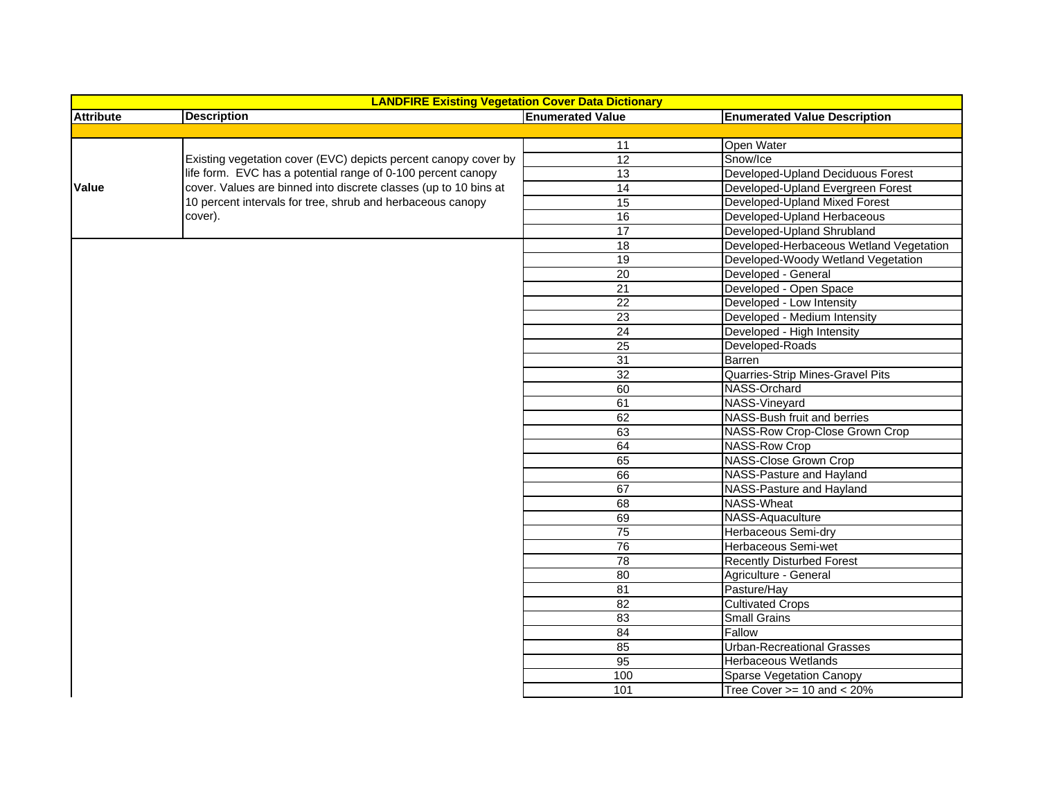| LANDFIRE Existing Vegetation Cover Data Dictionary | | | |
|---|---|---|---|
| **Attribute** | **Description** | **Enumerated Value** | **Enumerated Value Description** |
| | | | |
| **Value** | Existing vegetation cover (EVC) depicts percent canopy cover by life form. EVC has a potential range of 0-100 percent canopy cover. Values are binned into discrete classes (up to 10 bins at 10 percent intervals for tree, shrub and herbaceous canopy cover). | 11 | Open Water |
| | | 12 | Snow/Ice |
| | | 13 | Developed-Upland Deciduous Forest |
| | | 14 | Developed-Upland Evergreen Forest |
| | | 15 | Developed-Upland Mixed Forest |
| | | 16 | Developed-Upland Herbaceous |
| | | 17 | Developed-Upland Shrubland |
| | | 18 | Developed-Herbaceous Wetland Vegetation |
| | | 19 | Developed-Woody Wetland Vegetation |
| | | 20 | Developed - General |
| | | 21 | Developed - Open Space |
| | | 22 | Developed - Low Intensity |
| | | 23 | Developed - Medium Intensity |
| | | 24 | Developed - High Intensity |
| | | 25 | Developed-Roads |
| | | 31 | Barren |
| | | 32 | Quarries-Strip Mines-Gravel Pits |
| | | 60 | NASS-Orchard |
| | | 61 | NASS-Vineyard |
| | | 62 | NASS-Bush fruit and berries |
| | | 63 | NASS-Row Crop-Close Grown Crop |
| | | 64 | NASS-Row Crop |
| | | 65 | NASS-Close Grown Crop |
| | | 66 | NASS-Pasture and Hayland |
| | | 67 | NASS-Pasture and Hayland |
| | | 68 | NASS-Wheat |
| | | 69 | NASS-Aquaculture |
| | | 75 | Herbaceous Semi-dry |
| | | 76 | Herbaceous Semi-wet |
| | | 78 | Recently Disturbed Forest |
| | | 80 | Agriculture - General |
| | | 81 | Pasture/Hay |
| | | 82 | Cultivated Crops |
| | | 83 | Small Grains |
| | | 84 | Fallow |
| | | 85 | Urban-Recreational Grasses |
| | | 95 | Herbaceous Wetlands |
| | | 100 | Sparse Vegetation Canopy |
| | | 101 | Tree Cover >= 10 and < 20% |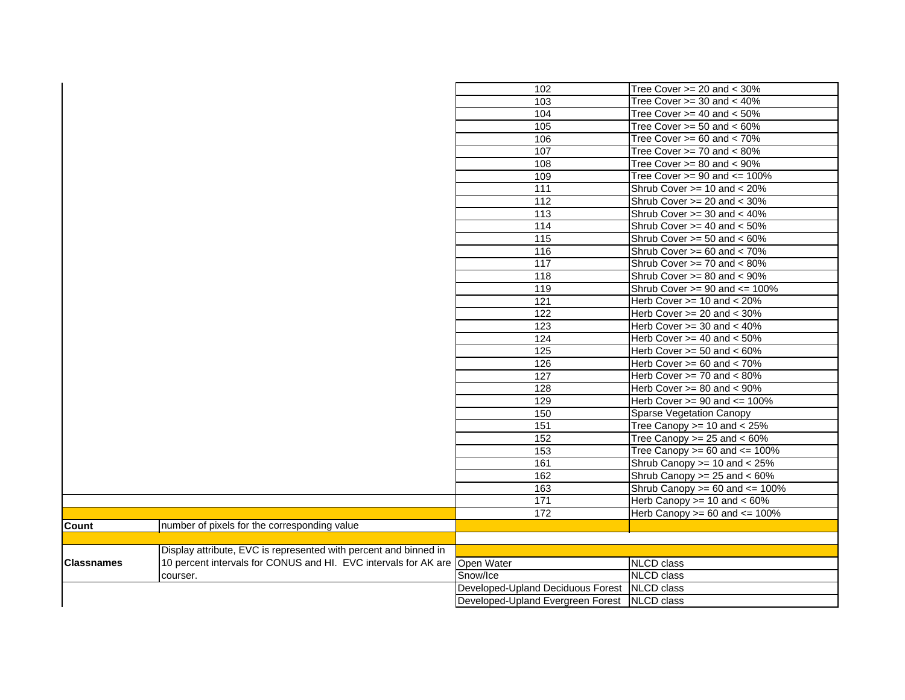| | | | |
|---|---|---|---|
| | | 102 | Tree Cover >= 20 and < 30% |
| | | 103 | Tree Cover >= 30 and < 40% |
| | | 104 | Tree Cover >= 40 and < 50% |
| | | 105 | Tree Cover >= 50 and < 60% |
| | | 106 | Tree Cover >= 60 and < 70% |
| | | 107 | Tree Cover >= 70 and < 80% |
| | | 108 | Tree Cover >= 80 and < 90% |
| | | 109 | Tree Cover >= 90 and <= 100% |
| | | 111 | Shrub Cover >= 10 and < 20% |
| | | 112 | Shrub Cover >= 20 and < 30% |
| | | 113 | Shrub Cover >= 30 and < 40% |
| | | 114 | Shrub Cover >= 40 and < 50% |
| | | 115 | Shrub Cover >= 50 and < 60% |
| | | 116 | Shrub Cover >= 60 and < 70% |
| | | 117 | Shrub Cover >= 70 and < 80% |
| | | 118 | Shrub Cover >= 80 and < 90% |
| | | 119 | Shrub Cover >= 90 and <= 100% |
| | | 121 | Herb Cover >= 10 and < 20% |
| | | 122 | Herb Cover >= 20 and < 30% |
| | | 123 | Herb Cover >= 30 and < 40% |
| | | 124 | Herb Cover >= 40 and < 50% |
| | | 125 | Herb Cover >= 50 and < 60% |
| | | 126 | Herb Cover >= 60 and < 70% |
| | | 127 | Herb Cover >= 70 and < 80% |
| | | 128 | Herb Cover >= 80 and < 90% |
| | | 129 | Herb Cover >= 90 and <= 100% |
| | | 150 | Sparse Vegetation Canopy |
| | | 151 | Tree Canopy >= 10 and < 25% |
| | | 152 | Tree Canopy >= 25 and < 60% |
| | | 153 | Tree Canopy >= 60 and <= 100% |
| | | 161 | Shrub Canopy >= 10 and < 25% |
| | | 162 | Shrub Canopy >= 25 and < 60% |
| | | 163 | Shrub Canopy >= 60 and <= 100% |
| | | 171 | Herb Canopy >= 10 and < 60% |
| | | 172 | Herb Canopy >= 60 and <= 100% |
| **Count** | number of pixels for the corresponding value | | |
| | | | |
| **Classnames** | Display attribute, EVC is represented with percent and binned in 10 percent intervals for CONUS and HI. EVC intervals for AK are courser. | | |
| | | Open Water | NLCD class |
| | | Snow/Ice | NLCD class |
| | | Developed-Upland Deciduous Forest | NLCD class |
| | | Developed-Upland Evergreen Forest | NLCD class |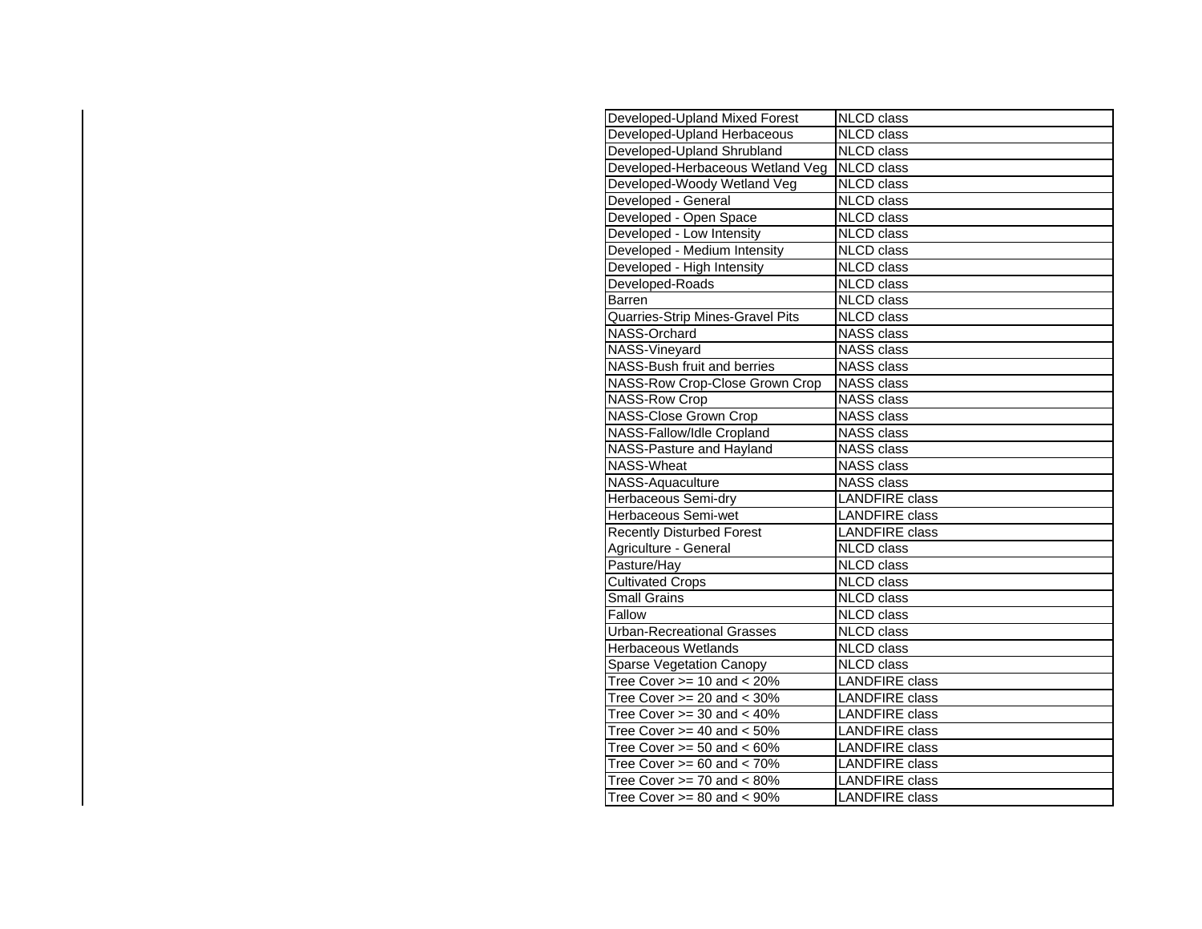| | |
|---|---|
| Developed-Upland Mixed Forest | NLCD class |
| Developed-Upland Herbaceous | NLCD class |
| Developed-Upland Shrubland | NLCD class |
| Developed-Herbaceous Wetland Veg | NLCD class |
| Developed-Woody Wetland Veg | NLCD class |
| Developed - General | NLCD class |
| Developed - Open Space | NLCD class |
| Developed - Low Intensity | NLCD class |
| Developed - Medium Intensity | NLCD class |
| Developed - High Intensity | NLCD class |
| Developed-Roads | NLCD class |
| Barren | NLCD class |
| Quarries-Strip Mines-Gravel Pits | NLCD class |
| NASS-Orchard | NASS class |
| NASS-Vineyard | NASS class |
| NASS-Bush fruit and berries | NASS class |
| NASS-Row Crop-Close Grown Crop | NASS class |
| NASS-Row Crop | NASS class |
| NASS-Close Grown Crop | NASS class |
| NASS-Fallow/Idle Cropland | NASS class |
| NASS-Pasture and Hayland | NASS class |
| NASS-Wheat | NASS class |
| NASS-Aquaculture | NASS class |
| Herbaceous Semi-dry | LANDFIRE class |
| Herbaceous Semi-wet | LANDFIRE class |
| Recently Disturbed Forest | LANDFIRE class |
| Agriculture - General | NLCD class |
| Pasture/Hay | NLCD class |
| Cultivated Crops | NLCD class |
| Small Grains | NLCD class |
| Fallow | NLCD class |
| Urban-Recreational Grasses | NLCD class |
| Herbaceous Wetlands | NLCD class |
| Sparse Vegetation Canopy | NLCD class |
| Tree Cover >= 10 and < 20% | LANDFIRE class |
| Tree Cover >= 20 and < 30% | LANDFIRE class |
| Tree Cover >= 30 and < 40% | LANDFIRE class |
| Tree Cover >= 40 and < 50% | LANDFIRE class |
| Tree Cover >= 50 and < 60% | LANDFIRE class |
| Tree Cover >= 60 and < 70% | LANDFIRE class |
| Tree Cover >= 70 and < 80% | LANDFIRE class |
| Tree Cover >= 80 and < 90% | LANDFIRE class |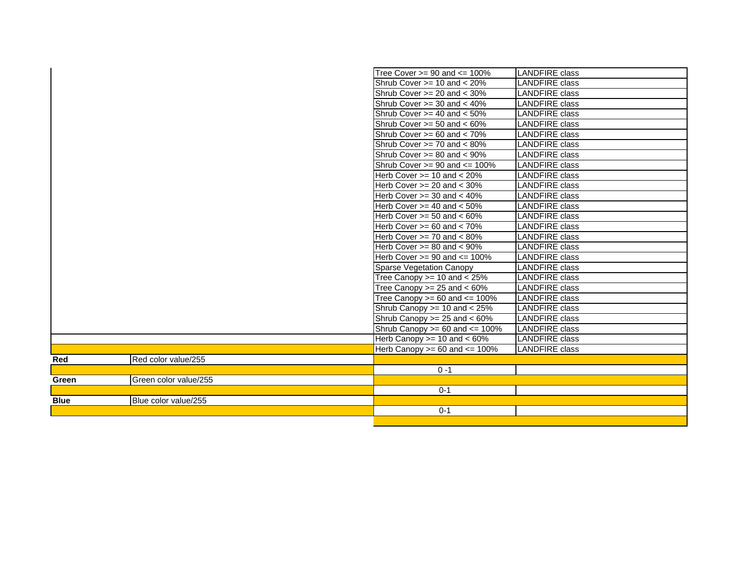| | | | |
|---|---|---|---|
| | | Tree Cover >= 90 and <= 100% | LANDFIRE class |
| | | Shrub Cover >= 10 and < 20% | LANDFIRE class |
| | | Shrub Cover >= 20 and < 30% | LANDFIRE class |
| | | Shrub Cover >= 30 and < 40% | LANDFIRE class |
| | | Shrub Cover >= 40 and < 50% | LANDFIRE class |
| | | Shrub Cover >= 50 and < 60% | LANDFIRE class |
| | | Shrub Cover >= 60 and < 70% | LANDFIRE class |
| | | Shrub Cover >= 70 and < 80% | LANDFIRE class |
| | | Shrub Cover >= 80 and < 90% | LANDFIRE class |
| | | Shrub Cover >= 90 and <= 100% | LANDFIRE class |
| | | Herb Cover >= 10 and < 20% | LANDFIRE class |
| | | Herb Cover >= 20 and < 30% | LANDFIRE class |
| | | Herb Cover >= 30 and < 40% | LANDFIRE class |
| | | Herb Cover >= 40 and < 50% | LANDFIRE class |
| | | Herb Cover >= 50 and < 60% | LANDFIRE class |
| | | Herb Cover >= 60 and < 70% | LANDFIRE class |
| | | Herb Cover >= 70 and < 80% | LANDFIRE class |
| | | Herb Cover >= 80 and < 90% | LANDFIRE class |
| | | Herb Cover >= 90 and <= 100% | LANDFIRE class |
| | | Sparse Vegetation Canopy | LANDFIRE class |
| | | Tree Canopy >= 10 and < 25% | LANDFIRE class |
| | | Tree Canopy >= 25 and < 60% | LANDFIRE class |
| | | Tree Canopy >= 60 and <= 100% | LANDFIRE class |
| | | Shrub Canopy >= 10 and < 25% | LANDFIRE class |
| | | Shrub Canopy >= 25 and < 60% | LANDFIRE class |
| | | Shrub Canopy >= 60 and <= 100% | LANDFIRE class |
| | | Herb Canopy >= 10 and < 60% | LANDFIRE class |
| | | Herb Canopy >= 60 and <= 100% | LANDFIRE class |
| **Red** | Red color value/255 | | |
| | | 0 -1 | |
| **Green** | Green color value/255 | | |
| | | 0-1 | |
| **Blue** | Blue color value/255 | | |
| | | 0-1 | |